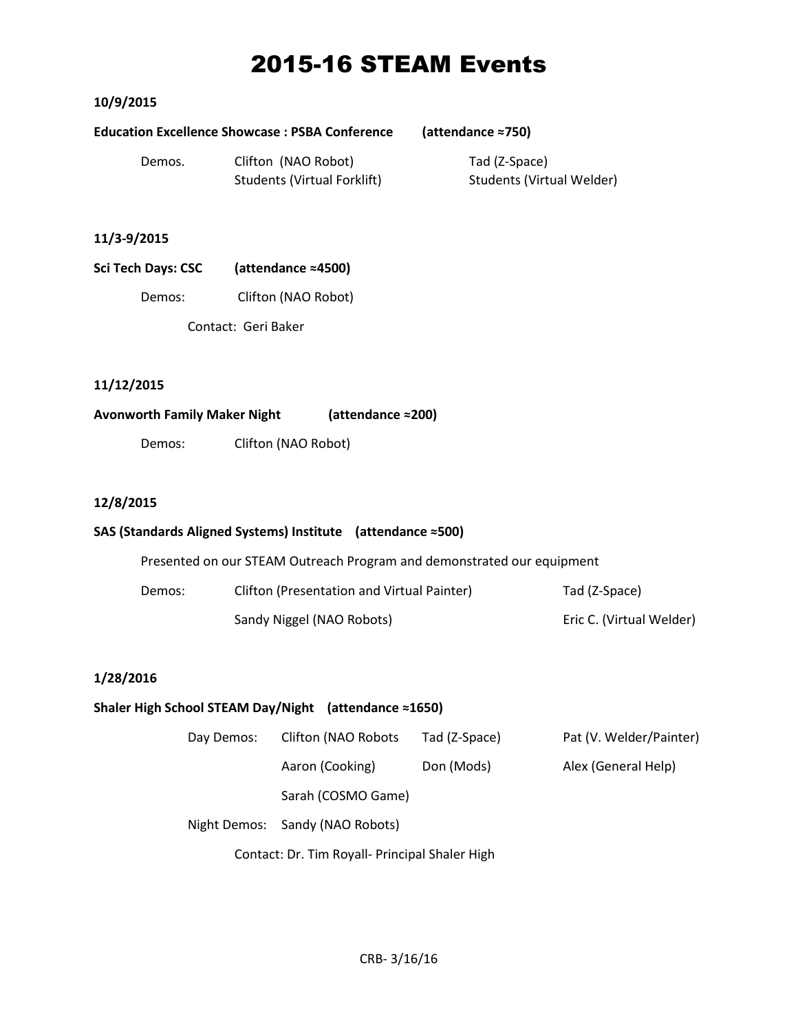# 2015-16 STEAM Events

**10/9/2015**

**Education Excellence Showcase : PSBA Conference** **(attendance ≈750)**

Demos. Clifton (NAO Robot) Tad (Z-Space)
Students (Virtual Forklift) Students (Virtual Welder)

**11/3-9/2015**

**Sci Tech Days: CSC** **(attendance ≈4500)**

Demos: Clifton (NAO Robot)

Contact: Geri Baker

**11/12/2015**

**Avonworth Family Maker Night** **(attendance ≈200)**

Demos: Clifton (NAO Robot)

**12/8/2015**

**SAS (Standards Aligned Systems) Institute** **(attendance ≈500)**

Presented on our STEAM Outreach Program and demonstrated our equipment

Demos: Clifton (Presentation and Virtual Painter) Tad (Z-Space)
Sandy Niggel (NAO Robots) Eric C. (Virtual Welder)

**1/28/2016**

**Shaler High School STEAM Day/Night** **(attendance ≈1650)**

Day Demos: Clifton (NAO Robots Tad (Z-Space) Pat (V. Welder/Painter)
Aaron (Cooking) Don (Mods) Alex (General Help)
Sarah (COSMO Game)

Night Demos: Sandy (NAO Robots)

Contact: Dr. Tim Royall- Principal Shaler High

CRB- 3/16/16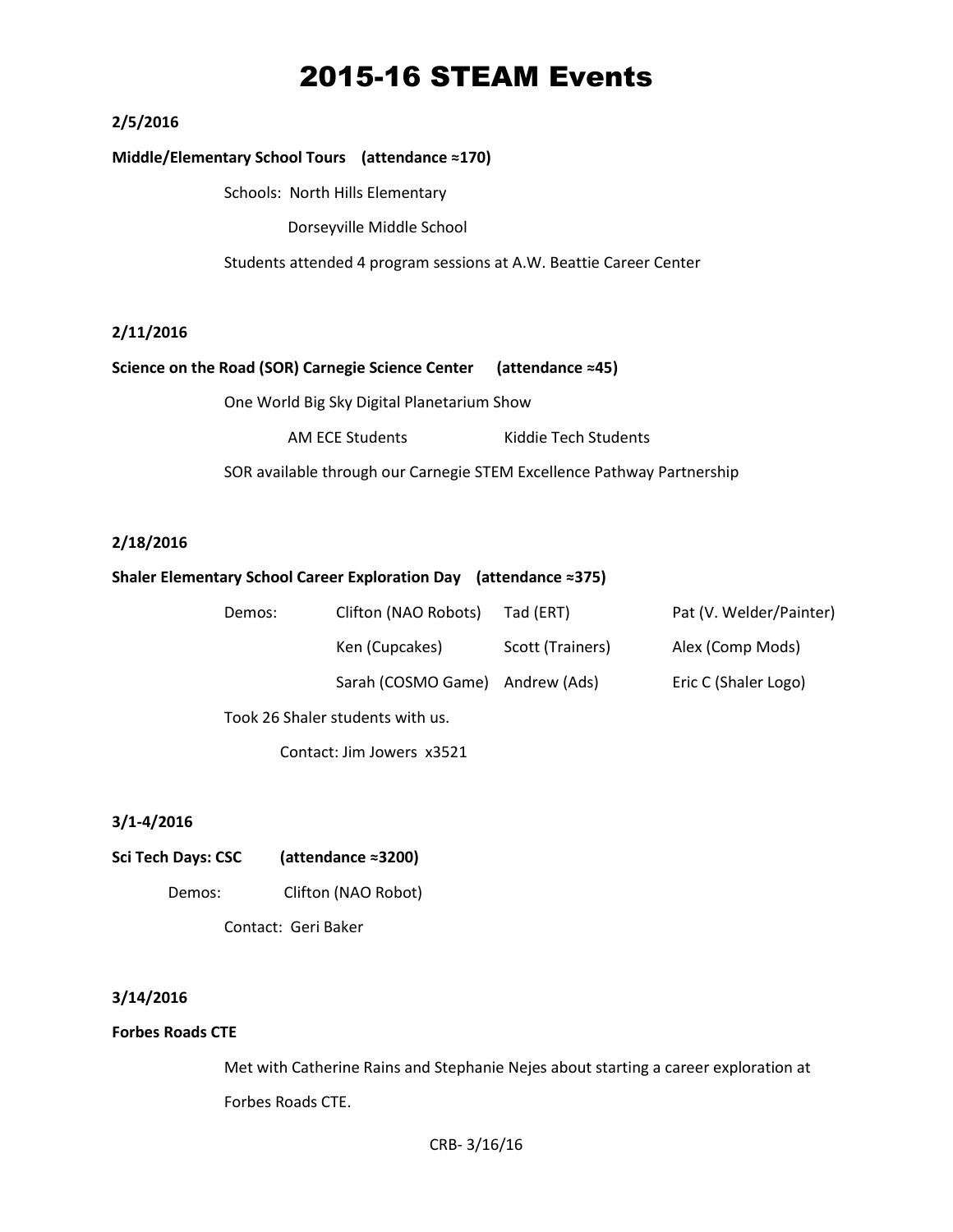# 2015-16 STEAM Events

**2/5/2016**

**Middle/Elementary School Tours (attendance ≈170)**

Schools: North Hills Elementary

Dorseyville Middle School

Students attended 4 program sessions at A.W. Beattie Career Center

**2/11/2016**

**Science on the Road (SOR) Carnegie Science Center (attendance ≈45)**

One World Big Sky Digital Planetarium Show

AM ECE Students — Kiddie Tech Students

SOR available through our Carnegie STEM Excellence Pathway Partnership

**2/18/2016**

**Shaler Elementary School Career Exploration Day (attendance ≈375)**

| Demos: | | | |
|---|---|---|---|
| | Clifton (NAO Robots) | Tad (ERT) | Pat (V. Welder/Painter) |
| | Ken (Cupcakes) | Scott (Trainers) | Alex (Comp Mods) |
| | Sarah (COSMO Game) | Andrew (Ads) | Eric C (Shaler Logo) |

Took 26 Shaler students with us.

Contact: Jim Jowers x3521

**3/1-4/2016**

**Sci Tech Days: CSC (attendance ≈3200)**

Demos: Clifton (NAO Robot)

Contact: Geri Baker

**3/14/2016**

**Forbes Roads CTE**

Met with Catherine Rains and Stephanie Nejes about starting a career exploration at Forbes Roads CTE.

CRB- 3/16/16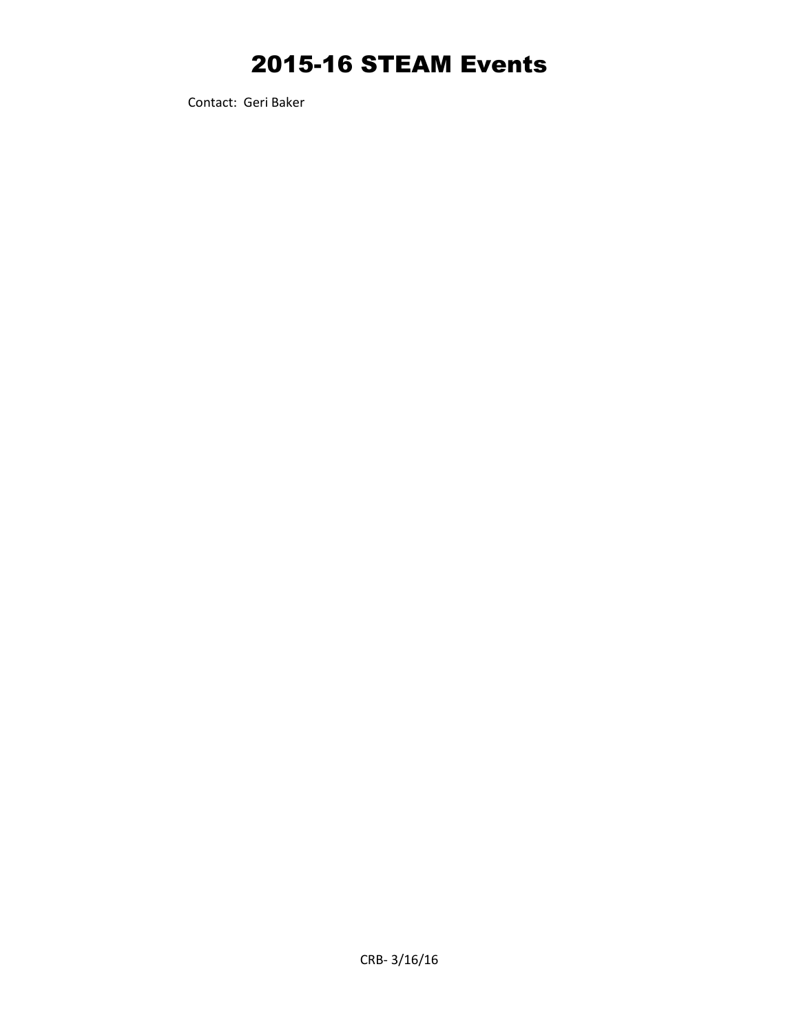# 2015-16 STEAM Events

Contact: Geri Baker

CRB- 3/16/16